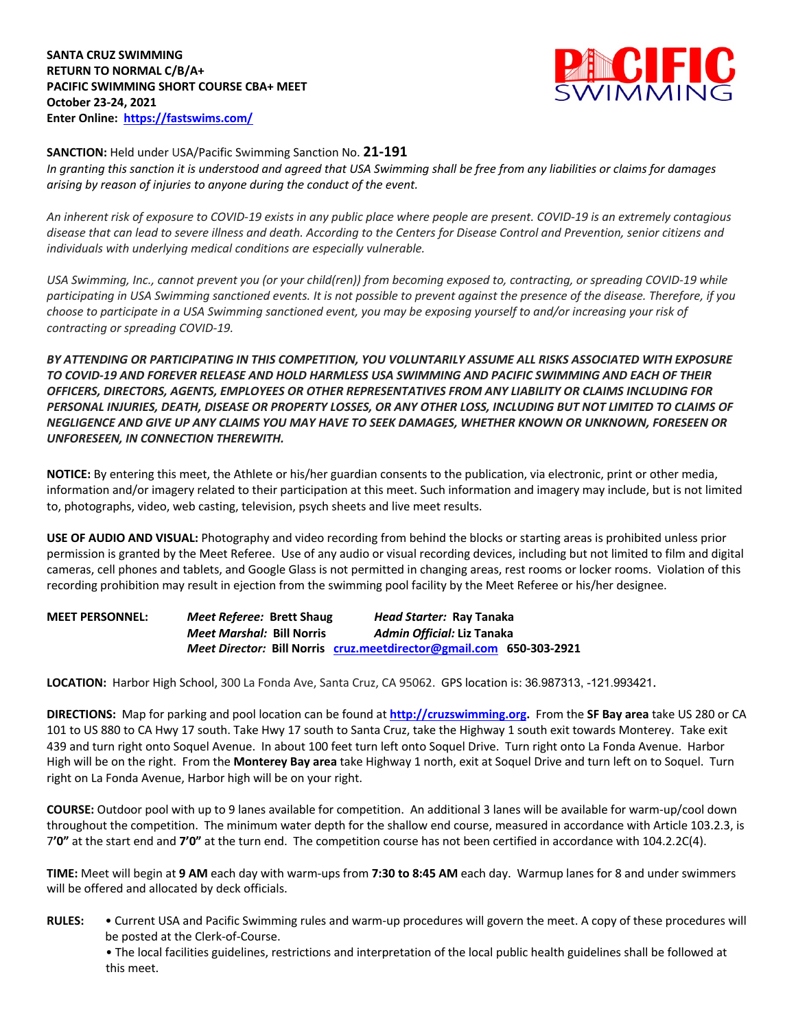**SANTA CRUZ SWIMMING**
**RETURN TO NORMAL C/B/A+**
**PACIFIC SWIMMING SHORT COURSE CBA+ MEET**
**October 23-24, 2021**
**Enter Online: https://fastswims.com/**

**SANCTION:** Held under USA/Pacific Swimming Sanction No. **21-191**
*In granting this sanction it is understood and agreed that USA Swimming shall be free from any liabilities or claims for damages arising by reason of injuries to anyone during the conduct of the event.*

*An inherent risk of exposure to COVID-19 exists in any public place where people are present. COVID-19 is an extremely contagious disease that can lead to severe illness and death. According to the Centers for Disease Control and Prevention, senior citizens and individuals with underlying medical conditions are especially vulnerable.*

*USA Swimming, Inc., cannot prevent you (or your child(ren)) from becoming exposed to, contracting, or spreading COVID-19 while participating in USA Swimming sanctioned events. It is not possible to prevent against the presence of the disease. Therefore, if you choose to participate in a USA Swimming sanctioned event, you may be exposing yourself to and/or increasing your risk of contracting or spreading COVID-19.*

***BY ATTENDING OR PARTICIPATING IN THIS COMPETITION, YOU VOLUNTARILY ASSUME ALL RISKS ASSOCIATED WITH EXPOSURE TO COVID-19 AND FOREVER RELEASE AND HOLD HARMLESS USA SWIMMING AND PACIFIC SWIMMING AND EACH OF THEIR OFFICERS, DIRECTORS, AGENTS, EMPLOYEES OR OTHER REPRESENTATIVES FROM ANY LIABILITY OR CLAIMS INCLUDING FOR PERSONAL INJURIES, DEATH, DISEASE OR PROPERTY LOSSES, OR ANY OTHER LOSS, INCLUDING BUT NOT LIMITED TO CLAIMS OF NEGLIGENCE AND GIVE UP ANY CLAIMS YOU MAY HAVE TO SEEK DAMAGES, WHETHER KNOWN OR UNKNOWN, FORESEEN OR UNFORESEEN, IN CONNECTION THEREWITH.***

**NOTICE:** By entering this meet, the Athlete or his/her guardian consents to the publication, via electronic, print or other media, information and/or imagery related to their participation at this meet. Such information and imagery may include, but is not limited to, photographs, video, web casting, television, psych sheets and live meet results.

**USE OF AUDIO AND VISUAL:** Photography and video recording from behind the blocks or starting areas is prohibited unless prior permission is granted by the Meet Referee. Use of any audio or visual recording devices, including but not limited to film and digital cameras, cell phones and tablets, and Google Glass is not permitted in changing areas, rest rooms or locker rooms. Violation of this recording prohibition may result in ejection from the swimming pool facility by the Meet Referee or his/her designee.

**MEET PERSONNEL:**
***Meet Referee:* Brett Shaug** — ***Head Starter:* Ray Tanaka**
***Meet Marshal:* Bill Norris** — ***Admin Official:* Liz Tanaka**
***Meet Director:* Bill Norris cruz.meetdirector@gmail.com 650-303-2921**

**LOCATION:** Harbor High School, 300 La Fonda Ave, Santa Cruz, CA 95062. GPS location is: 36.987313, -121.993421.

**DIRECTIONS:** Map for parking and pool location can be found at **http://cruzswimming.org.** From the **SF Bay area** take US 280 or CA 101 to US 880 to CA Hwy 17 south. Take Hwy 17 south to Santa Cruz, take the Highway 1 south exit towards Monterey. Take exit 439 and turn right onto Soquel Avenue. In about 100 feet turn left onto Soquel Drive. Turn right onto La Fonda Avenue. Harbor High will be on the right. From the **Monterey Bay area** take Highway 1 north, exit at Soquel Drive and turn left on to Soquel. Turn right on La Fonda Avenue, Harbor high will be on your right.

**COURSE:** Outdoor pool with up to 9 lanes available for competition. An additional 3 lanes will be available for warm-up/cool down throughout the competition. The minimum water depth for the shallow end course, measured in accordance with Article 103.2.3, is 7**'0"** at the start end and **7'0"** at the turn end. The competition course has not been certified in accordance with 104.2.2C(4).

**TIME:** Meet will begin at **9 AM** each day with warm-ups from **7:30 to 8:45 AM** each day. Warmup lanes for 8 and under swimmers will be offered and allocated by deck officials.

**RULES:**
- Current USA and Pacific Swimming rules and warm-up procedures will govern the meet. A copy of these procedures will be posted at the Clerk-of-Course.
- The local facilities guidelines, restrictions and interpretation of the local public health guidelines shall be followed at this meet.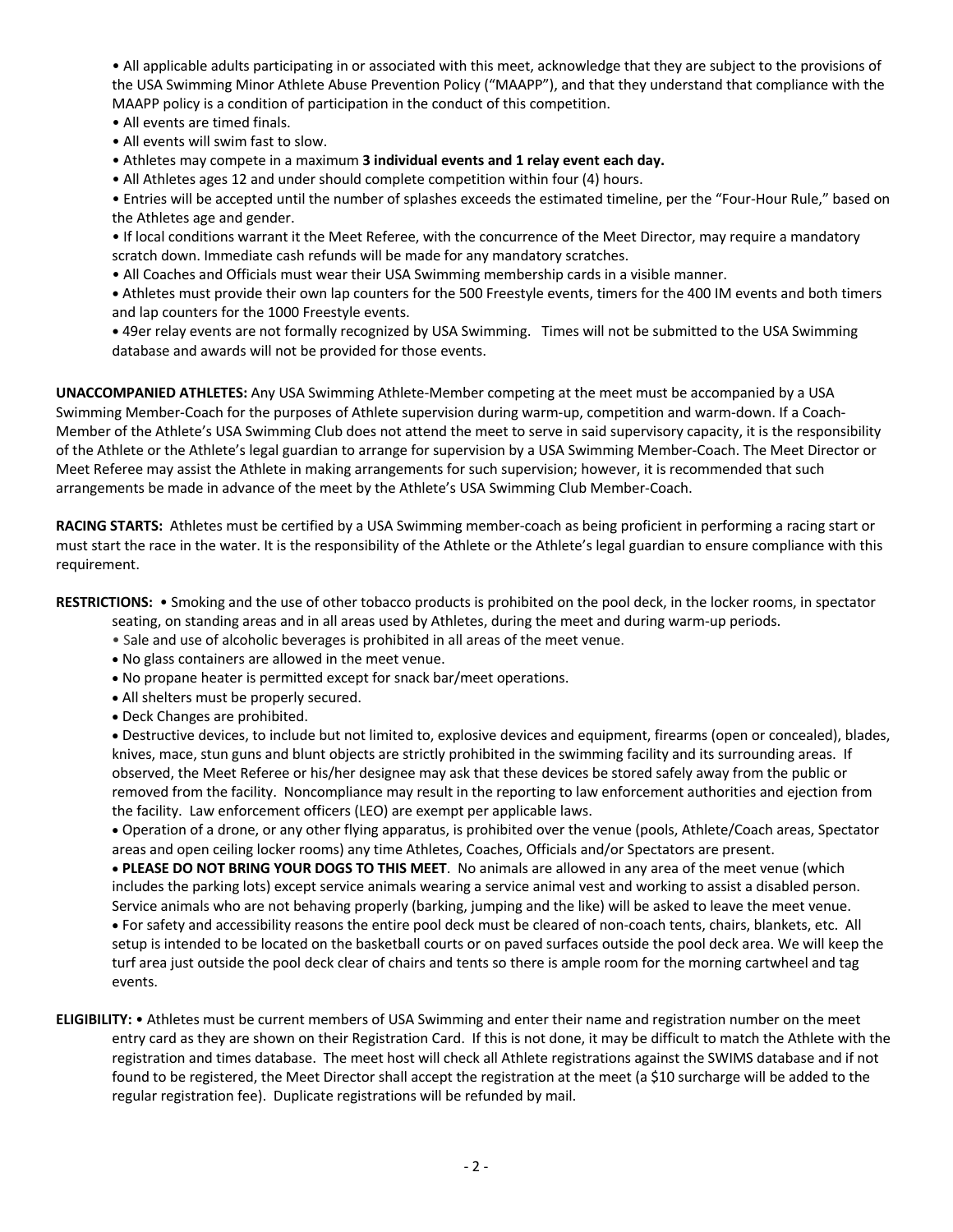- All applicable adults participating in or associated with this meet, acknowledge that they are subject to the provisions of the USA Swimming Minor Athlete Abuse Prevention Policy ("MAAPP"), and that they understand that compliance with the MAAPP policy is a condition of participation in the conduct of this competition.
- All events are timed finals.
- All events will swim fast to slow.
- Athletes may compete in a maximum **3 individual events and 1 relay event each day.**
- All Athletes ages 12 and under should complete competition within four (4) hours.
- Entries will be accepted until the number of splashes exceeds the estimated timeline, per the "Four-Hour Rule," based on the Athletes age and gender.
- If local conditions warrant it the Meet Referee, with the concurrence of the Meet Director, may require a mandatory scratch down. Immediate cash refunds will be made for any mandatory scratches.
- All Coaches and Officials must wear their USA Swimming membership cards in a visible manner.
- Athletes must provide their own lap counters for the 500 Freestyle events, timers for the 400 IM events and both timers and lap counters for the 1000 Freestyle events.
- 49er relay events are not formally recognized by USA Swimming. Times will not be submitted to the USA Swimming database and awards will not be provided for those events.

**UNACCOMPANIED ATHLETES:** Any USA Swimming Athlete-Member competing at the meet must be accompanied by a USA Swimming Member-Coach for the purposes of Athlete supervision during warm-up, competition and warm-down. If a Coach-Member of the Athlete's USA Swimming Club does not attend the meet to serve in said supervisory capacity, it is the responsibility of the Athlete or the Athlete's legal guardian to arrange for supervision by a USA Swimming Member-Coach. The Meet Director or Meet Referee may assist the Athlete in making arrangements for such supervision; however, it is recommended that such arrangements be made in advance of the meet by the Athlete's USA Swimming Club Member-Coach.

**RACING STARTS:** Athletes must be certified by a USA Swimming member-coach as being proficient in performing a racing start or must start the race in the water. It is the responsibility of the Athlete or the Athlete's legal guardian to ensure compliance with this requirement.

**RESTRICTIONS:**
- Smoking and the use of other tobacco products is prohibited on the pool deck, in the locker rooms, in spectator seating, on standing areas and in all areas used by Athletes, during the meet and during warm-up periods.
- Sale and use of alcoholic beverages is prohibited in all areas of the meet venue.
- No glass containers are allowed in the meet venue.
- No propane heater is permitted except for snack bar/meet operations.
- All shelters must be properly secured.
- Deck Changes are prohibited.
- Destructive devices, to include but not limited to, explosive devices and equipment, firearms (open or concealed), blades, knives, mace, stun guns and blunt objects are strictly prohibited in the swimming facility and its surrounding areas. If observed, the Meet Referee or his/her designee may ask that these devices be stored safely away from the public or removed from the facility. Noncompliance may result in the reporting to law enforcement authorities and ejection from the facility. Law enforcement officers (LEO) are exempt per applicable laws.
- Operation of a drone, or any other flying apparatus, is prohibited over the venue (pools, Athlete/Coach areas, Spectator areas and open ceiling locker rooms) any time Athletes, Coaches, Officials and/or Spectators are present.
- **PLEASE DO NOT BRING YOUR DOGS TO THIS MEET**. No animals are allowed in any area of the meet venue (which includes the parking lots) except service animals wearing a service animal vest and working to assist a disabled person. Service animals who are not behaving properly (barking, jumping and the like) will be asked to leave the meet venue.
- For safety and accessibility reasons the entire pool deck must be cleared of non-coach tents, chairs, blankets, etc. All setup is intended to be located on the basketball courts or on paved surfaces outside the pool deck area. We will keep the turf area just outside the pool deck clear of chairs and tents so there is ample room for the morning cartwheel and tag events.

**ELIGIBILITY:**
- Athletes must be current members of USA Swimming and enter their name and registration number on the meet entry card as they are shown on their Registration Card. If this is not done, it may be difficult to match the Athlete with the registration and times database. The meet host will check all Athlete registrations against the SWIMS database and if not found to be registered, the Meet Director shall accept the registration at the meet (a $10 surcharge will be added to the regular registration fee). Duplicate registrations will be refunded by mail.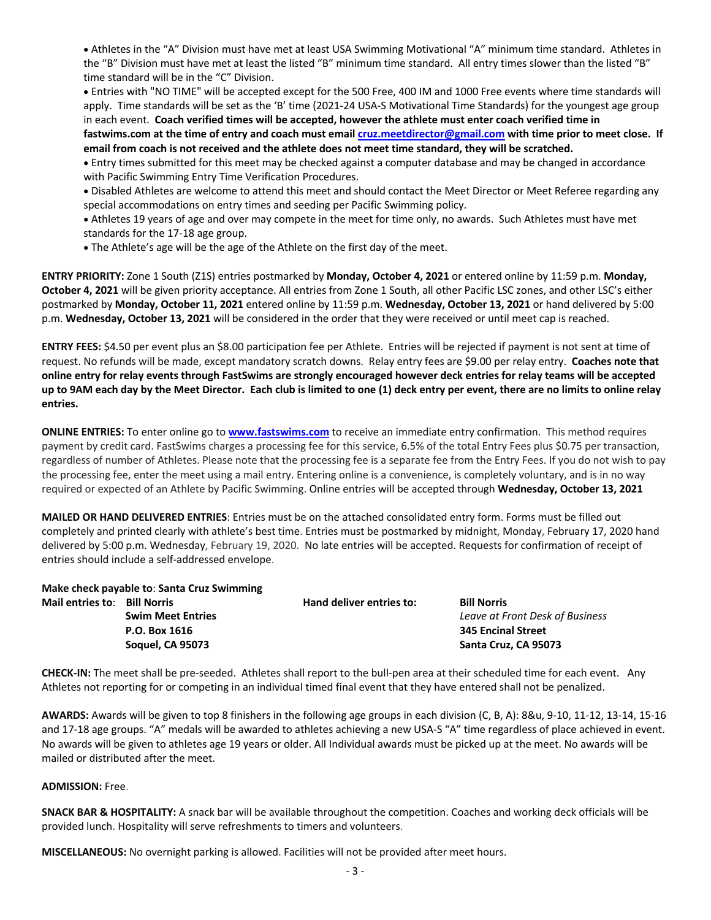- Athletes in the "A" Division must have met at least USA Swimming Motivational "A" minimum time standard. Athletes in the "B" Division must have met at least the listed "B" minimum time standard. All entry times slower than the listed "B" time standard will be in the "C" Division.
- Entries with "NO TIME" will be accepted except for the 500 Free, 400 IM and 1000 Free events where time standards will apply. Time standards will be set as the 'B' time (2021-24 USA-S Motivational Time Standards) for the youngest age group in each event. **Coach verified times will be accepted, however the athlete must enter coach verified time in fastwims.com at the time of entry and coach must email cruz.meetdirector@gmail.com with time prior to meet close. If email from coach is not received and the athlete does not meet time standard, they will be scratched.**
- Entry times submitted for this meet may be checked against a computer database and may be changed in accordance with Pacific Swimming Entry Time Verification Procedures.
- Disabled Athletes are welcome to attend this meet and should contact the Meet Director or Meet Referee regarding any special accommodations on entry times and seeding per Pacific Swimming policy.
- Athletes 19 years of age and over may compete in the meet for time only, no awards. Such Athletes must have met standards for the 17-18 age group.
- The Athlete's age will be the age of the Athlete on the first day of the meet.

**ENTRY PRIORITY:** Zone 1 South (Z1S) entries postmarked by **Monday, October 4, 2021** or entered online by 11:59 p.m. **Monday, October 4, 2021** will be given priority acceptance. All entries from Zone 1 South, all other Pacific LSC zones, and other LSC's either postmarked by **Monday, October 11, 2021** entered online by 11:59 p.m. **Wednesday, October 13, 2021** or hand delivered by 5:00 p.m. **Wednesday, October 13, 2021** will be considered in the order that they were received or until meet cap is reached.

**ENTRY FEES:** $4.50 per event plus an $8.00 participation fee per Athlete. Entries will be rejected if payment is not sent at time of request. No refunds will be made, except mandatory scratch downs. Relay entry fees are $9.00 per relay entry. **Coaches note that online entry for relay events through FastSwims are strongly encouraged however deck entries for relay teams will be accepted up to 9AM each day by the Meet Director. Each club is limited to one (1) deck entry per event, there are no limits to online relay entries.**

**ONLINE ENTRIES:** To enter online go to **www.fastswims.com** to receive an immediate entry confirmation. This method requires payment by credit card. FastSwims charges a processing fee for this service, 6.5% of the total Entry Fees plus $0.75 per transaction, regardless of number of Athletes. Please note that the processing fee is a separate fee from the Entry Fees. If you do not wish to pay the processing fee, enter the meet using a mail entry. Entering online is a convenience, is completely voluntary, and is in no way required or expected of an Athlete by Pacific Swimming. Online entries will be accepted through **Wednesday, October 13, 2021**

**MAILED OR HAND DELIVERED ENTRIES**: Entries must be on the attached consolidated entry form. Forms must be filled out completely and printed clearly with athlete's best time. Entries must be postmarked by midnight, Monday, February 17, 2020 hand delivered by 5:00 p.m. Wednesday, February 19, 2020. No late entries will be accepted. Requests for confirmation of receipt of entries should include a self-addressed envelope.

**Make check payable to**: **Santa Cruz Swimming**

**Mail entries to**: **Bill Norris**
**Swim Meet Entries**
**P.O. Box 1616**
**Soquel, CA 95073**

**Hand deliver entries to:** **Bill Norris**
*Leave at Front Desk of Business*
**345 Encinal Street**
**Santa Cruz, CA 95073**

**CHECK-IN:** The meet shall be pre-seeded. Athletes shall report to the bull-pen area at their scheduled time for each event. Any Athletes not reporting for or competing in an individual timed final event that they have entered shall not be penalized.

**AWARDS:** Awards will be given to top 8 finishers in the following age groups in each division (C, B, A): 8&u, 9-10, 11-12, 13-14, 15-16 and 17-18 age groups. "A" medals will be awarded to athletes achieving a new USA-S "A" time regardless of place achieved in event. No awards will be given to athletes age 19 years or older. All Individual awards must be picked up at the meet. No awards will be mailed or distributed after the meet.

**ADMISSION:** Free.

**SNACK BAR & HOSPITALITY:** A snack bar will be available throughout the competition. Coaches and working deck officials will be provided lunch. Hospitality will serve refreshments to timers and volunteers.

**MISCELLANEOUS:** No overnight parking is allowed. Facilities will not be provided after meet hours.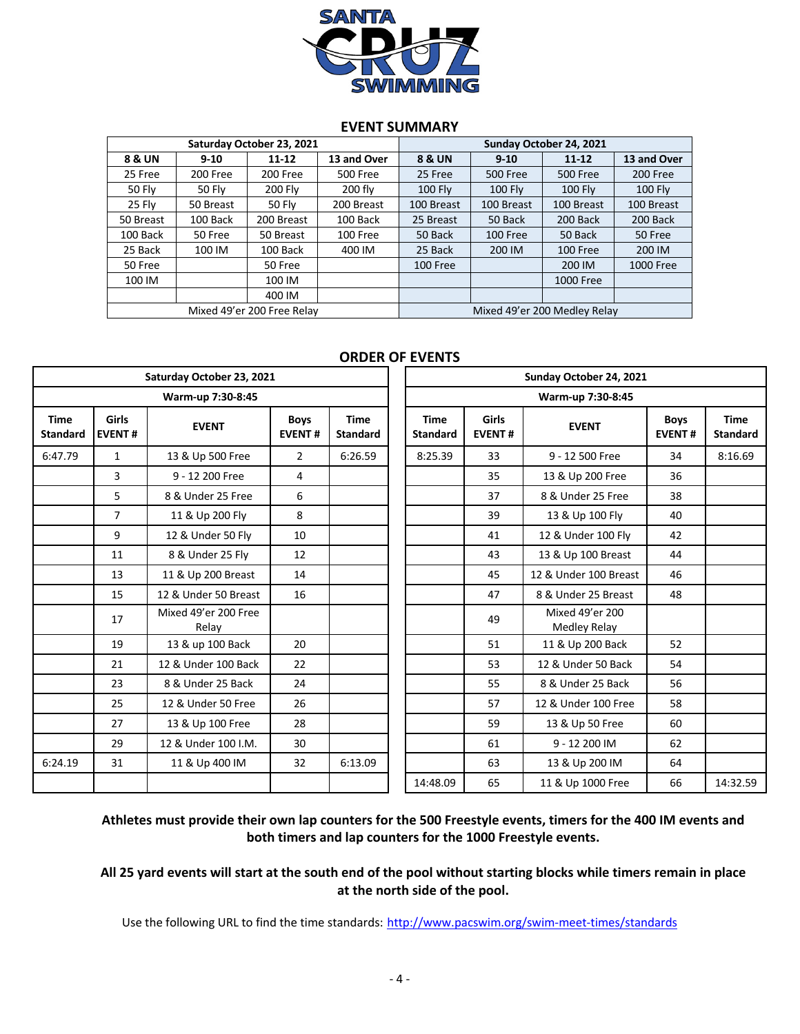## EVENT SUMMARY

| Saturday October 23, 2021 | | | | Sunday October 24, 2021 | | | |
|---|---|---|---|---|---|---|---|
| 8 & UN | 9-10 | 11-12 | 13 and Over | 8 & UN | 9-10 | 11-12 | 13 and Over |
| 25 Free | 200 Free | 200 Free | 500 Free | 25 Free | 500 Free | 500 Free | 200 Free |
| 50 Fly | 50 Fly | 200 Fly | 200 fly | 100 Fly | 100 Fly | 100 Fly | 100 Fly |
| 25 Fly | 50 Breast | 50 Fly | 200 Breast | 100 Breast | 100 Breast | 100 Breast | 100 Breast |
| 50 Breast | 100 Back | 200 Breast | 100 Back | 25 Breast | 50 Back | 200 Back | 200 Back |
| 100 Back | 50 Free | 50 Breast | 100 Free | 50 Back | 100 Free | 50 Back | 50 Free |
| 25 Back | 100 IM | 100 Back | 400 IM | 25 Back | 200 IM | 100 Free | 200 IM |
| 50 Free | | 50 Free | | 100 Free | | 200 IM | 1000 Free |
| 100 IM | | 100 IM | | | | 1000 Free | |
| | | 400 IM | | | | | |
| Mixed 49'er 200 Free Relay | | | | Mixed 49'er 200 Medley Relay | | | |

## ORDER OF EVENTS

| Saturday October 23, 2021 | | | | |
|---|---|---|---|---|
| Warm-up 7:30-8:45 | | | | |
| Time Standard | Girls EVENT # | EVENT | Boys EVENT # | Time Standard |
| 6:47.79 | 1 | 13 & Up 500 Free | 2 | 6:26.59 |
| | 3 | 9 - 12 200 Free | 4 | |
| | 5 | 8 & Under 25 Free | 6 | |
| | 7 | 11 & Up 200 Fly | 8 | |
| | 9 | 12 & Under 50 Fly | 10 | |
| | 11 | 8 & Under 25 Fly | 12 | |
| | 13 | 11 & Up 200 Breast | 14 | |
| | 15 | 12 & Under 50 Breast | 16 | |
| | 17 | Mixed 49'er 200 Free Relay | | |
| | 19 | 13 & up 100 Back | 20 | |
| | 21 | 12 & Under 100 Back | 22 | |
| | 23 | 8 & Under 25 Back | 24 | |
| | 25 | 12 & Under 50 Free | 26 | |
| | 27 | 13 & Up 100 Free | 28 | |
| | 29 | 12 & Under 100 I.M. | 30 | |
| 6:24.19 | 31 | 11 & Up 400 IM | 32 | 6:13.09 |

| Sunday October 24, 2021 | | | | |
|---|---|---|---|---|
| Warm-up 7:30-8:45 | | | | |
| Time Standard | Girls EVENT # | EVENT | Boys EVENT # | Time Standard |
| 8:25.39 | 33 | 9 - 12 500 Free | 34 | 8:16.69 |
| | 35 | 13 & Up 200 Free | 36 | |
| | 37 | 8 & Under 25 Free | 38 | |
| | 39 | 13 & Up 100 Fly | 40 | |
| | 41 | 12 & Under 100 Fly | 42 | |
| | 43 | 13 & Up 100 Breast | 44 | |
| | 45 | 12 & Under 100 Breast | 46 | |
| | 47 | 8 & Under 25 Breast | 48 | |
| | 49 | Mixed 49'er 200 Medley Relay | | |
| | 51 | 11 & Up 200 Back | 52 | |
| | 53 | 12 & Under 50 Back | 54 | |
| | 55 | 8 & Under 25 Back | 56 | |
| | 57 | 12 & Under 100 Free | 58 | |
| | 59 | 13 & Up 50 Free | 60 | |
| | 61 | 9 - 12 200 IM | 62 | |
| | 63 | 13 & Up 200 IM | 64 | |
| 14:48.09 | 65 | 11 & Up 1000 Free | 66 | 14:32.59 |

**Athletes must provide their own lap counters for the 500 Freestyle events, timers for the 400 IM events and both timers and lap counters for the 1000 Freestyle events.**

**All 25 yard events will start at the south end of the pool without starting blocks while timers remain in place at the north side of the pool.**

Use the following URL to find the time standards: http://www.pacswim.org/swim-meet-times/standards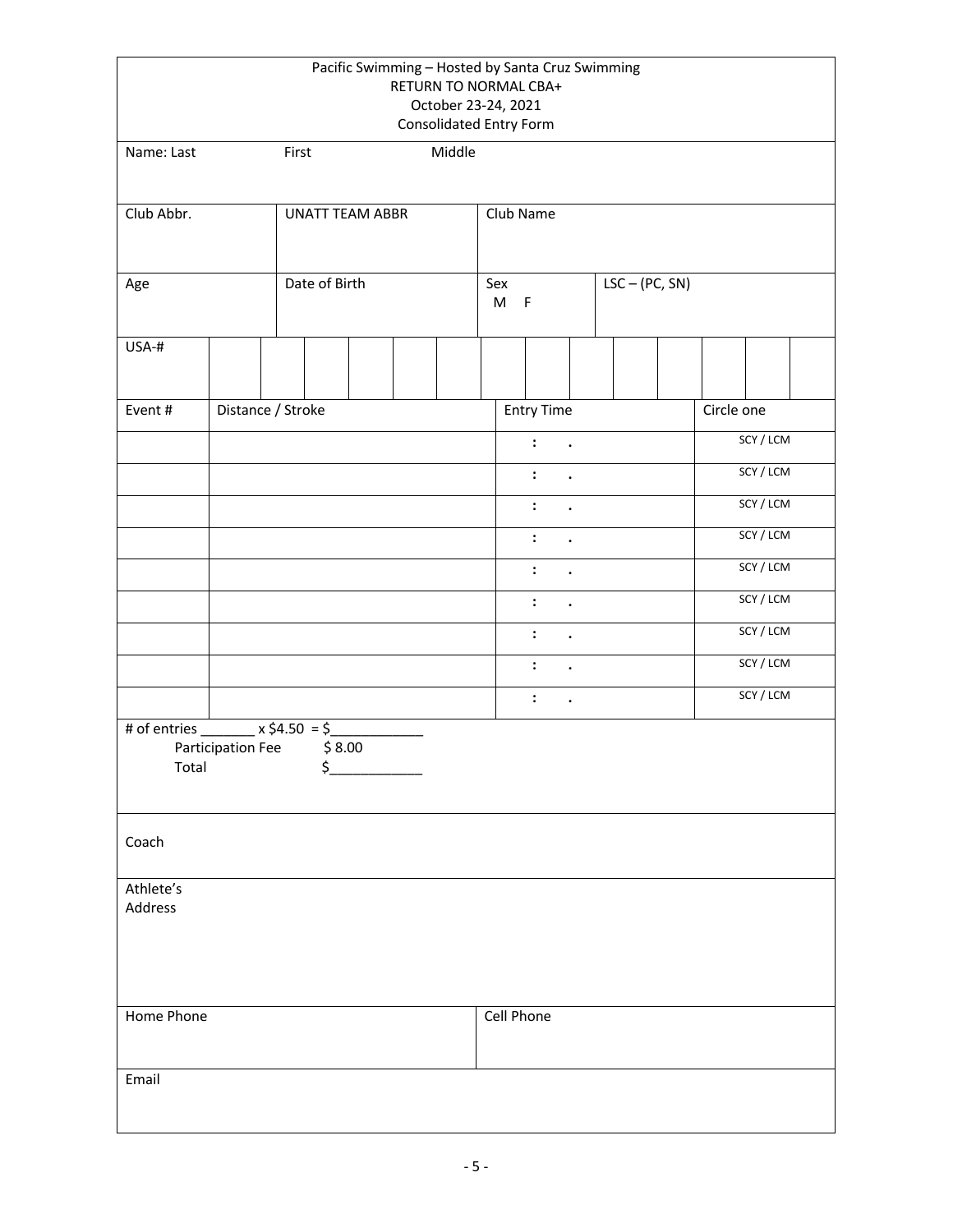Pacific Swimming – Hosted by Santa Cruz Swimming
RETURN TO NORMAL CBA+
October 23-24, 2021
Consolidated Entry Form

| Name: Last | First | Middle |
|---|---|---|
| | | |

| Club Abbr. | UNATT TEAM ABBR | Club Name |
|---|---|---|
| | | |

| Age | Date of Birth | Sex M F | LSC – (PC, SN) |
|---|---|---|---|
| | | | |

| USA-# | | | | | | | | | | | | | | |
|---|---|---|---|---|---|---|---|---|---|---|---|---|---|---|

| Event # | Distance / Stroke | Entry Time | Circle one |
|---|---|---|---|
| | | : . | SCY / LCM |
| | | : . | SCY / LCM |
| | | : . | SCY / LCM |
| | | : . | SCY / LCM |
| | | : . | SCY / LCM |
| | | : . | SCY / LCM |
| | | : . | SCY / LCM |
| | | : . | SCY / LCM |
| | | : . | SCY / LCM |

# of entries _______ x $4.50 = $____________
Participation Fee $ 8.00
Total $____________

Coach

Athlete's Address

| Home Phone | Cell Phone |
|---|---|
| | |

Email